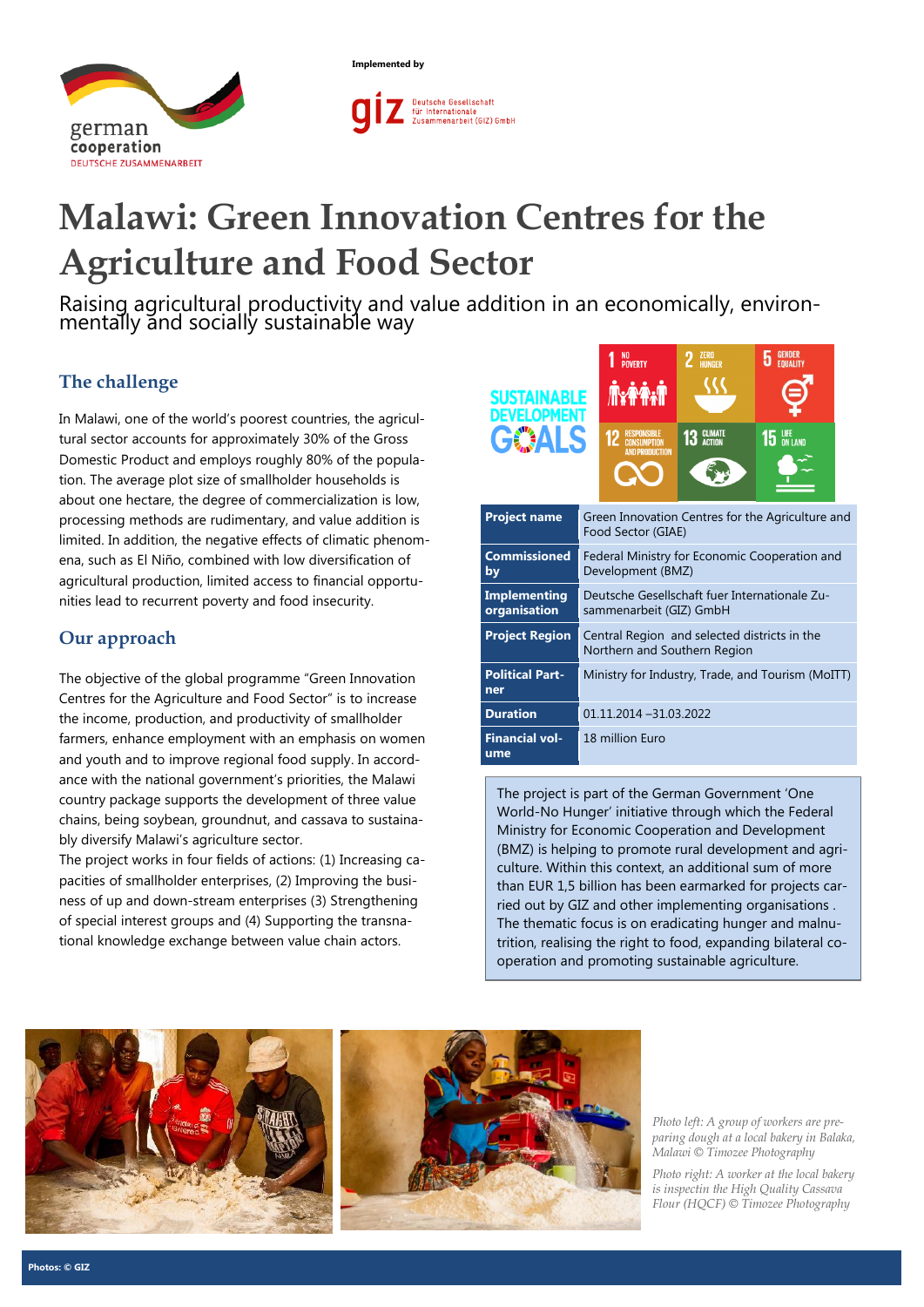Implemented by

# Malawi: Green Innovation Centres for the Agriculture and Food Sector

Raising agricultural productivity and value addition in an economically, environmentally and socially sustainable way

## The challenge

In Malawi, one of the world's poorest countries, the agricultural sector accounts for approximately 30% of the Gross Domestic Product and employs roughly 80% of the population. The average plot size of smallholder households is about one hectare, the degree of commercialization is low, processing methods are rudimentary, and value addition is limited. In addition, the negative effects of climatic phenomena, such as El Niño, combined with low diversification of agricultural production, limited access to financial opportunities lead to recurrent poverty and food insecurity.

## Our approach

The objective of the global programme "Green Innovation Centres for the Agriculture and Food Sector" is to increase the income, production, and productivity of smallholder farmers, enhance employment with an emphasis on women and youth and to improve regional food supply. In accordance with the national government's priorities, the Malawi country package supports the development of three value chains, being soybean, groundnut, and cassava to sustainably diversify Malawi's agriculture sector.

The project works in four fields of actions: (1) Increasing capacities of smallholder enterprises, (2) Improving the business of up and down-stream enterprises (3) Strengthening of special interest groups and (4) Supporting the transnational knowledge exchange between value chain actors.

| | |
|---|---|
| **Project name** | Green Innovation Centres for the Agriculture and Food Sector (GIAE) |
| **Commissioned by** | Federal Ministry for Economic Cooperation and Development (BMZ) |
| **Implementing organisation** | Deutsche Gesellschaft fuer Internationale Zusammenarbeit (GIZ) GmbH |
| **Project Region** | Central Region and selected districts in the Northern and Southern Region |
| **Political Partner** | Ministry for Industry, Trade, and Tourism (MoITT) |
| **Duration** | 01.11.2014 –31.03.2022 |
| **Financial volume** | 18 million Euro |

The project is part of the German Government 'One World-No Hunger' initiative through which the Federal Ministry for Economic Cooperation and Development (BMZ) is helping to promote rural development and agriculture. Within this context, an additional sum of more than EUR 1,5 billion has been earmarked for projects carried out by GIZ and other implementing organisations . The thematic focus is on eradicating hunger and malnutrition, realising the right to food, expanding bilateral cooperation and promoting sustainable agriculture.

*Photo left: A group of workers are preparing dough at a local bakery in Balaka, Malawi © Timozee Photography*

*Photo right: A worker at the local bakery is inspectin the High Quality Cassava Flour (HQCF) © Timozee Photography*

Photos: © GIZ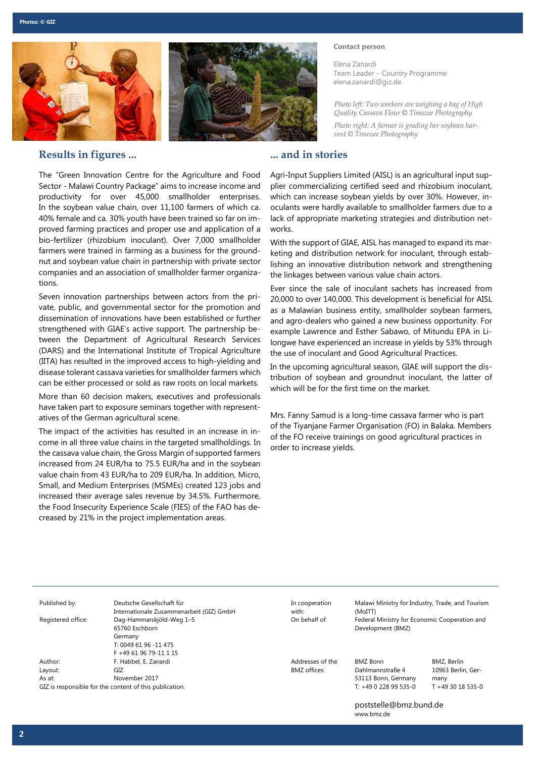Photos: © GIZ

**Contact person**

Elena Zanardi
Team Leader – Country Programme
elena.zanardi@giz.de

*Photo left: Two workers are weighing a bag of High Quality Cassava Flour © Timozee Photography*

*Photo right: A farmer is grading her soybean harvest © Timozee Photography*

## Results in figures ...

The "Green Innovation Centre for the Agriculture and Food Sector - Malawi Country Package" aims to increase income and productivity for over 45,000 smallholder enterprises. In the soybean value chain, over 11,100 farmers of which ca. 40% female and ca. 30% youth have been trained so far on improved farming practices and proper use and application of a bio-fertilizer (rhizobium inoculant). Over 7,000 smallholder farmers were trained in farming as a business for the groundnut and soybean value chain in partnership with private sector companies and an association of smallholder farmer organizations.

Seven innovation partnerships between actors from the private, public, and governmental sector for the promotion and dissemination of innovations have been established or further strengthened with GIAE's active support. The partnership between the Department of Agricultural Research Services (DARS) and the International Institute of Tropical Agriculture (IITA) has resulted in the improved access to high-yielding and disease tolerant cassava varieties for smallholder farmers which can be either processed or sold as raw roots on local markets.

More than 60 decision makers, executives and professionals have taken part to exposure seminars together with representatives of the German agricultural scene.

The impact of the activities has resulted in an increase in income in all three value chains in the targeted smallholdings. In the cassava value chain, the Gross Margin of supported farmers increased from 24 EUR/ha to 75.5 EUR/ha and in the soybean value chain from 43 EUR/ha to 209 EUR/ha. In addition, Micro, Small, and Medium Enterprises (MSMEs) created 123 jobs and increased their average sales revenue by 34.5%. Furthermore, the Food Insecurity Experience Scale (FIES) of the FAO has decreased by 21% in the project implementation areas.

## ... and in stories

Agri-Input Suppliers Limited (AISL) is an agricultural input supplier commercializing certified seed and rhizobium inoculant, which can increase soybean yields by over 30%. However, inoculants were hardly available to smallholder farmers due to a lack of appropriate marketing strategies and distribution networks.

With the support of GIAE, AISL has managed to expand its marketing and distribution network for inoculant, through establishing an innovative distribution network and strengthening the linkages between various value chain actors.

Ever since the sale of inoculant sachets has increased from 20,000 to over 140,000. This development is beneficial for AISL as a Malawian business entity, smallholder soybean farmers, and agro-dealers who gained a new business opportunity. For example Lawrence and Esther Sabawo, of Mitundu EPA in Lilongwe have experienced an increase in yields by 53% through the use of inoculant and Good Agricultural Practices.

In the upcoming agricultural season, GIAE will support the distribution of soybean and groundnut inoculant, the latter of which will be for the first time on the market.

Mrs. Fanny Samud is a long-time cassava farmer who is part of the Tiyanjane Farmer Organisation (FO) in Balaka. Members of the FO receive trainings on good agricultural practices in order to increase yields.

---

| | |
|---|---|
| Published by: | Deutsche Gesellschaft für Internationale Zusammenarbeit (GIZ) GmbH |
| Registered office: | Dag-Hammarskjöld-Weg 1–5<br>65760 Eschborn<br>Germany<br>T: 0049 61 96 -11 475<br>F +49 61 96 79-11 1 15 |
| Author: | F. Habbel, E. Zanardi |
| Layout: | GIZ |
| As at: | November 2017 |

GIZ is responsible for the content of this publication.

| | | |
|---|---|---|
| In cooperation with: | Malawi Ministry for Industry, Trade, and Tourism (MoITT) | |
| On behalf of: | Federal Ministry for Economic Cooperation and Development (BMZ) | |
| Addresses of the BMZ offices: | BMZ Bonn<br>Dahlmannstraße 4<br>53113 Bonn, Germany<br>T: +49 0 228 99 535-0 | BMZ, Berlin<br>10963 Berlin, Germany<br>T +49 30 18 535-0 |

poststelle@bmz.bund.de
www.bmz.de